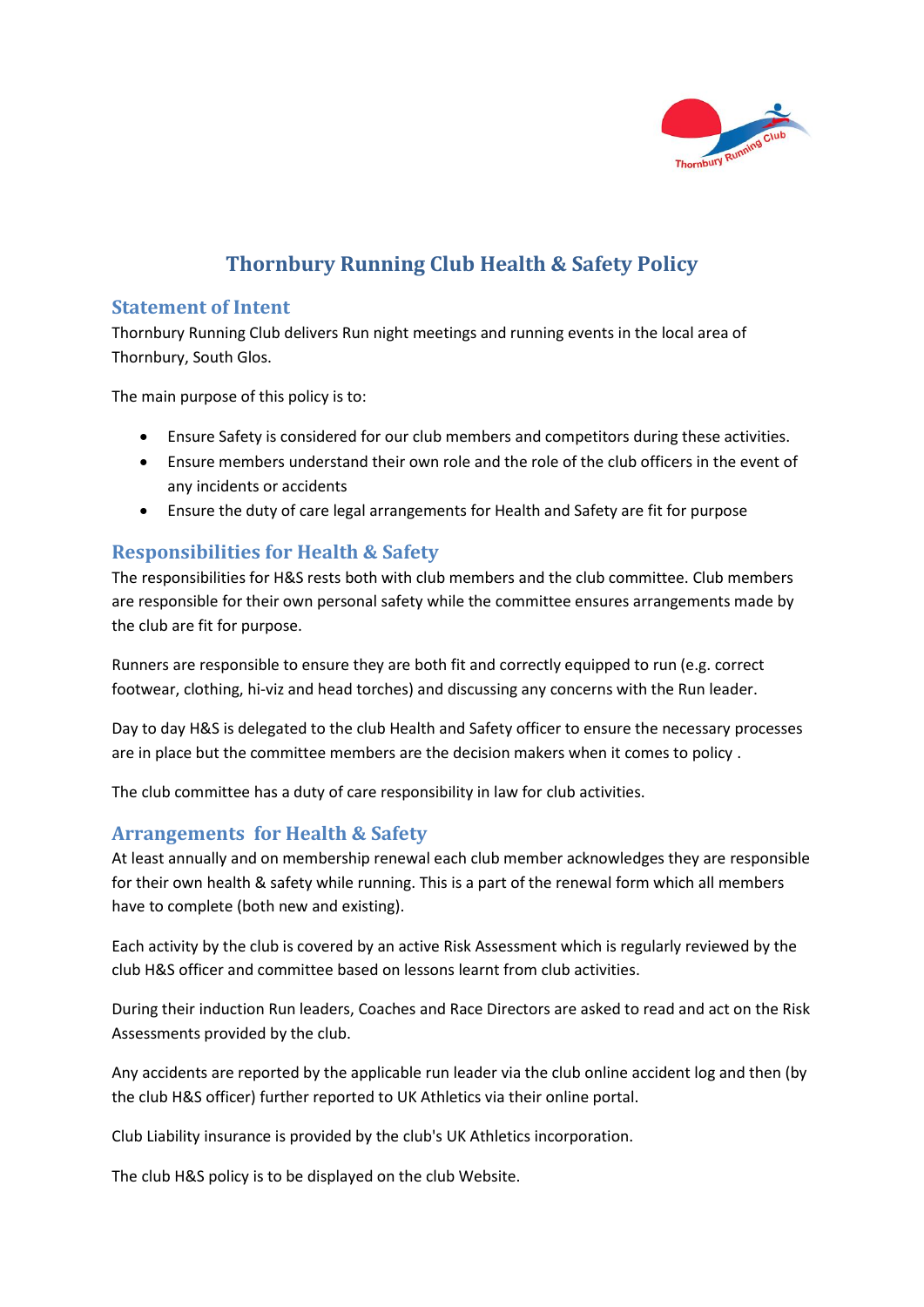# Thornbury Running Club Health & Safety Policy

## Statement of Intent

Thornbury Running Club delivers Run night meetings and running events in the local area of Thornbury, South Glos.

The main purpose of this policy is to:

- Ensure Safety is considered for our club members and competitors during these activities.
- Ensure members understand their own role and the role of the club officers in the event of any incidents or accidents
- Ensure the duty of care legal arrangements for Health and Safety are fit for purpose

## Responsibilities for Health & Safety

The responsibilities for H&S rests both with club members and the club committee. Club members are responsible for their own personal safety while the committee ensures arrangements made by the club are fit for purpose.

Runners are responsible to ensure they are both fit and correctly equipped to run (e.g. correct footwear, clothing, hi-viz and head torches) and discussing any concerns with the Run leader.

Day to day H&S is delegated to the club Health and Safety officer to ensure the necessary processes are in place but the committee members are the decision makers when it comes to policy .

The club committee has a duty of care responsibility in law for club activities.

## Arrangements for Health & Safety

At least annually and on membership renewal each club member acknowledges they are responsible for their own health & safety while running. This is a part of the renewal form which all members have to complete (both new and existing).

Each activity by the club is covered by an active Risk Assessment which is regularly reviewed by the club H&S officer and committee based on lessons learnt from club activities.

During their induction Run leaders, Coaches and Race Directors are asked to read and act on the Risk Assessments provided by the club.

Any accidents are reported by the applicable run leader via the club online accident log and then (by the club H&S officer) further reported to UK Athletics via their online portal.

Club Liability insurance is provided by the club's UK Athletics incorporation.

The club H&S policy is to be displayed on the club Website.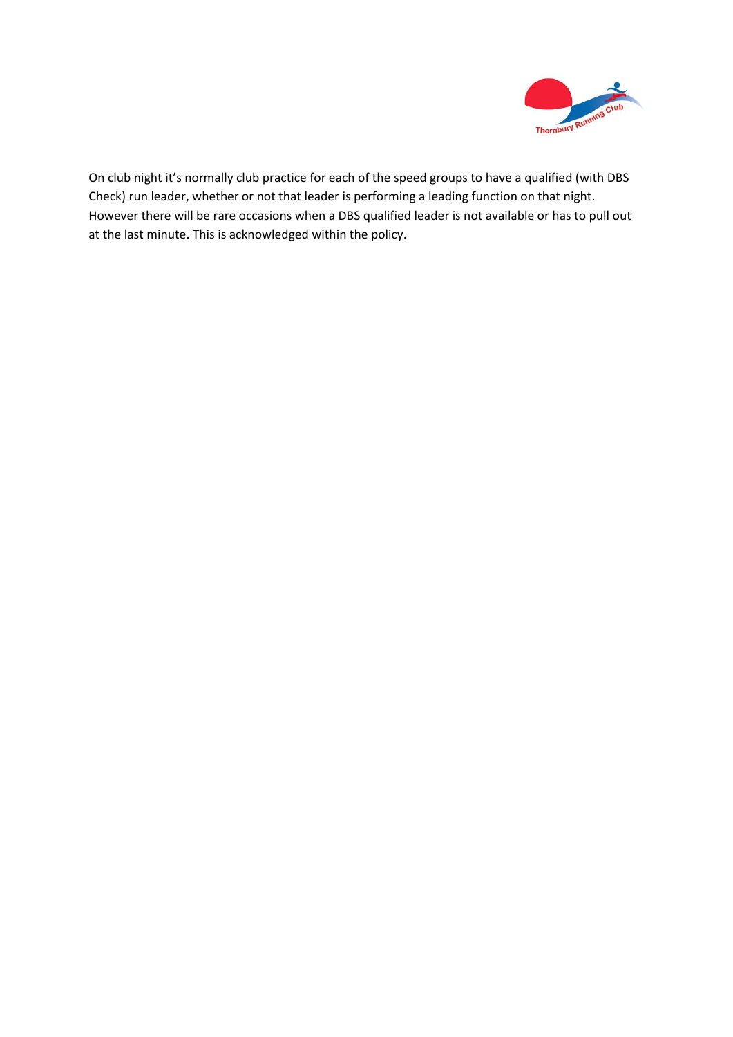On club night it's normally club practice for each of the speed groups to have a qualified (with DBS Check) run leader, whether or not that leader is performing a leading function on that night. However there will be rare occasions when a DBS qualified leader is not available or has to pull out at the last minute. This is acknowledged within the policy.